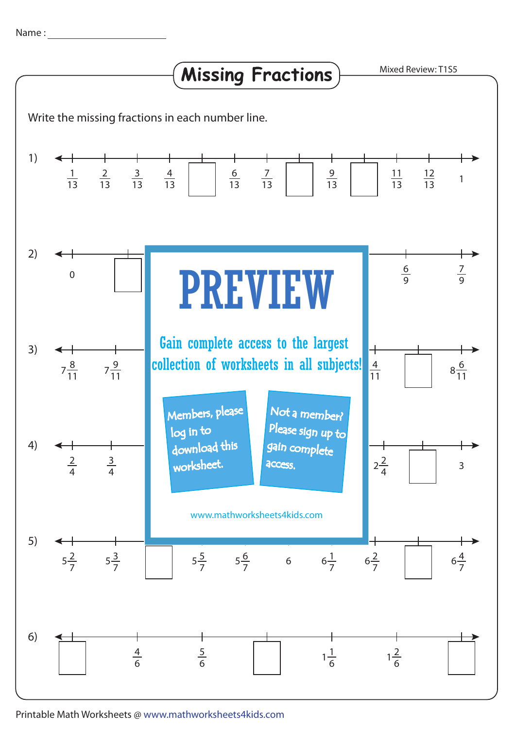Name : ____________________

# Missing Fractions

Mixed Review: T1S5

Write the missing fractions in each number line.

1) $\frac{1}{13}$ &nbsp; $\frac{2}{13}$ &nbsp; $\frac{3}{13}$ &nbsp; $\frac{4}{13}$ &nbsp; ☐ &nbsp; $\frac{6}{13}$ &nbsp; $\frac{7}{13}$ &nbsp; ☐ &nbsp; $\frac{9}{13}$ &nbsp; ☐ &nbsp; $\frac{11}{13}$ &nbsp; $\frac{12}{13}$ &nbsp; 1

2) 0 &nbsp; ☐ &nbsp; … &nbsp; $\frac{6}{9}$ &nbsp; $\frac{7}{9}$

3) $7\frac{8}{11}$ &nbsp; $7\frac{9}{11}$ &nbsp; … &nbsp; $\frac{4}{11}$ &nbsp; ☐ &nbsp; $8\frac{6}{11}$

4) $\frac{2}{4}$ &nbsp; $\frac{3}{4}$ &nbsp; … &nbsp; $2\frac{2}{4}$ &nbsp; ☐ &nbsp; 3

5) $5\frac{2}{7}$ &nbsp; $5\frac{3}{7}$ &nbsp; ☐ &nbsp; $5\frac{5}{7}$ &nbsp; $5\frac{6}{7}$ &nbsp; 6 &nbsp; $6\frac{1}{7}$ &nbsp; $6\frac{2}{7}$ &nbsp; ☐ &nbsp; $6\frac{4}{7}$

6) ☐ &nbsp; $\frac{4}{6}$ &nbsp; $\frac{5}{6}$ &nbsp; ☐ &nbsp; $1\frac{1}{6}$ &nbsp; $1\frac{2}{6}$ &nbsp; ☐

**PREVIEW**

Gain complete access to the largest collection of worksheets in all subjects!

Members, please log in to download this worksheet.

Not a member? Please sign up to gain complete access.

www.mathworksheets4kids.com

Printable Math Worksheets @ www.mathworksheets4kids.com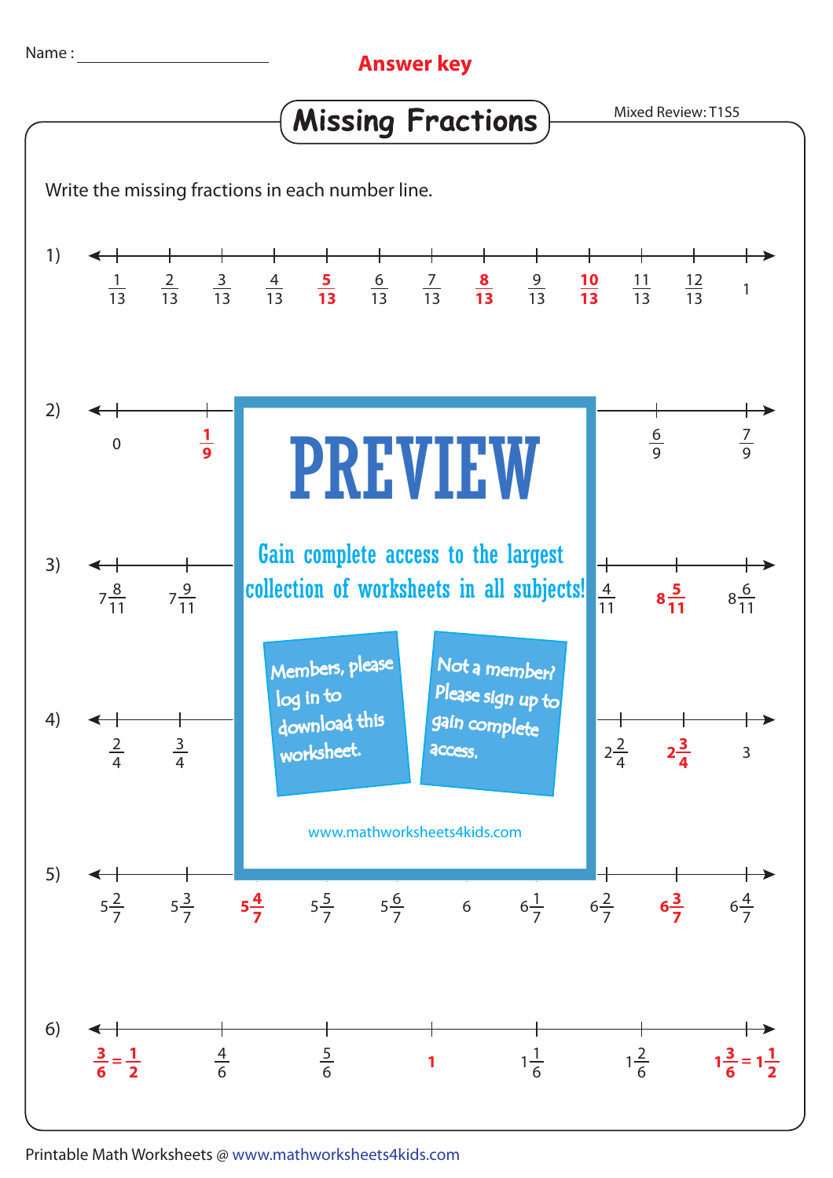Name : ____________________

**Answer key**

# Missing Fractions

Mixed Review: T1S5

Write the missing fractions in each number line.

1) $\frac{1}{13}$, $\frac{2}{13}$, $\frac{3}{13}$, $\frac{4}{13}$, **$\frac{5}{13}$**, $\frac{6}{13}$, $\frac{7}{13}$, **$\frac{8}{13}$**, $\frac{9}{13}$, **$\frac{10}{13}$**, $\frac{11}{13}$, $\frac{12}{13}$, 1

2) 0, **$\frac{1}{9}$**, ..., $\frac{6}{9}$, $\frac{7}{9}$

3) $7\frac{8}{11}$, $7\frac{9}{11}$, ..., $\frac{4}{11}$, **$8\frac{5}{11}$**, $8\frac{6}{11}$

4) $\frac{2}{4}$, $\frac{3}{4}$, ..., $2\frac{2}{4}$, **$2\frac{3}{4}$**, 3

5) $5\frac{2}{7}$, $5\frac{3}{7}$, **$5\frac{4}{7}$**, $5\frac{5}{7}$, $5\frac{6}{7}$, 6, $6\frac{1}{7}$, $6\frac{2}{7}$, **$6\frac{3}{7}$**, $6\frac{4}{7}$

6) **$\frac{3}{6} = \frac{1}{2}$**, $\frac{4}{6}$, $\frac{5}{6}$, **1**, $1\frac{1}{6}$, $1\frac{2}{6}$, **$1\frac{3}{6} = 1\frac{1}{2}$**

PREVIEW

Gain complete access to the largest collection of worksheets in all subjects!

Members, please log in to download this worksheet.

Not a member? Please sign up to gain complete access.

www.mathworksheets4kids.com

Printable Math Worksheets @ www.mathworksheets4kids.com